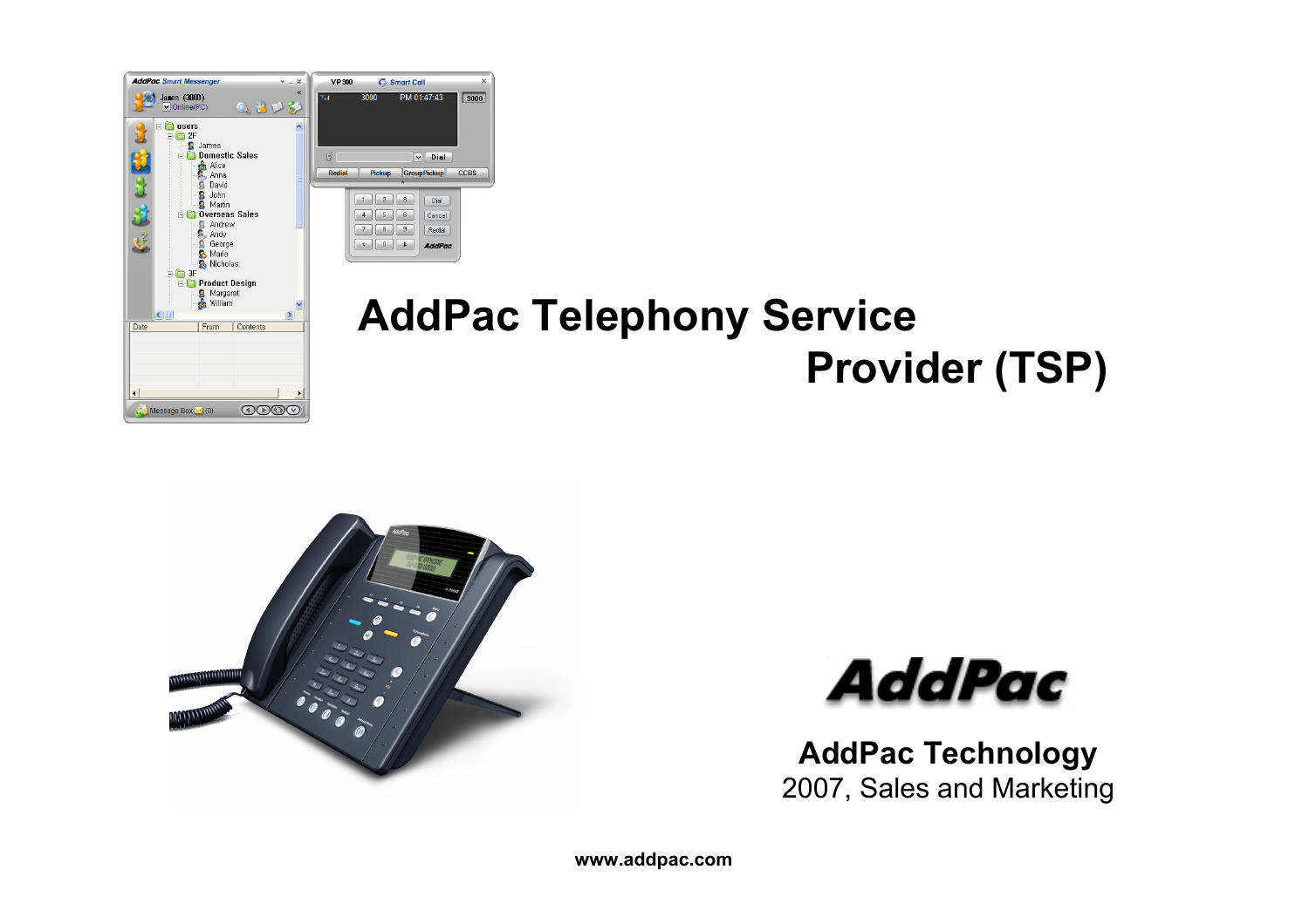# AddPac Telephony Service Provider (TSP)

AddPac

**AddPac Technology**

2007, Sales and Marketing

**www.addpac.com**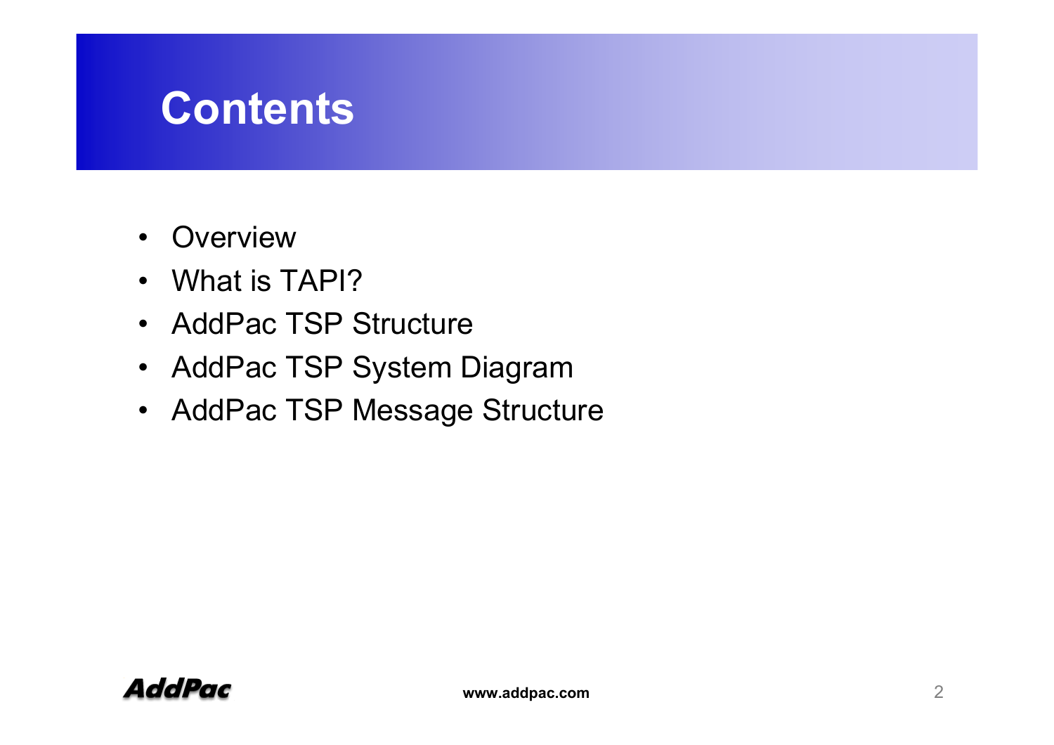# Contents

- Overview
- What is TAPI?
- AddPac TSP Structure
- AddPac TSP System Diagram
- AddPac TSP Message Structure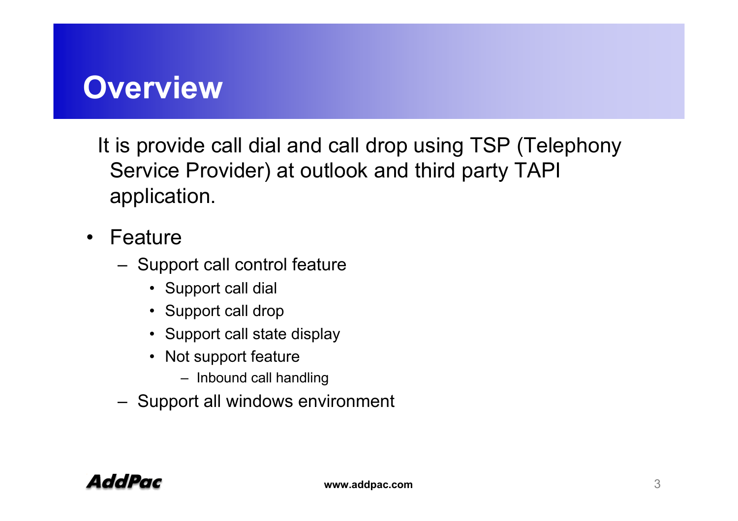# Overview

It is provide call dial and call drop using TSP (Telephony Service Provider) at outlook and third party TAPI application.

- Feature
  - Support call control feature
    - Support call dial
    - Support call drop
    - Support call state display
    - Not support feature
      - Inbound call handling
  - Support all windows environment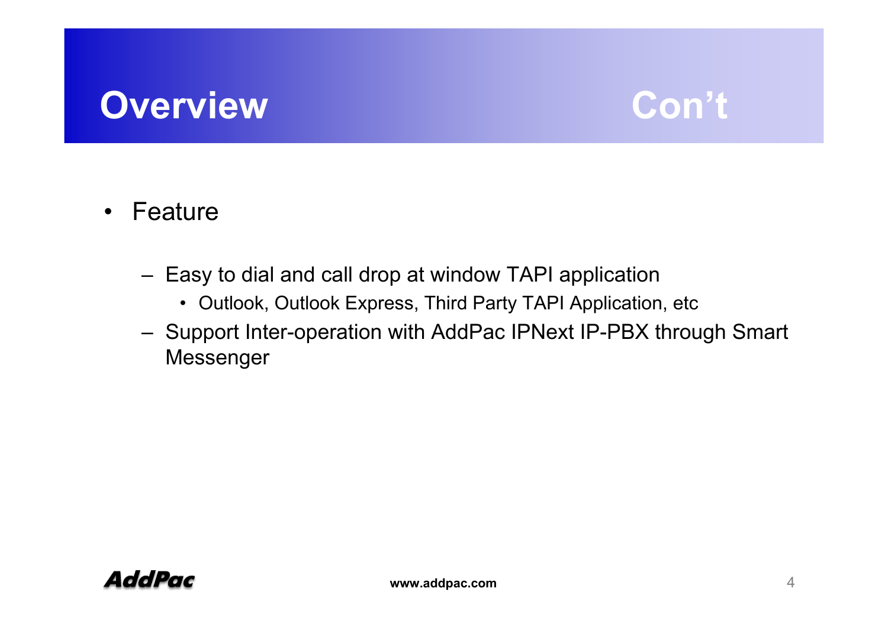# Overview Con't

- Feature
  - Easy to dial and call drop at window TAPI application
    - Outlook, Outlook Express, Third Party TAPI Application, etc
  - Support Inter-operation with AddPac IPNext IP-PBX through Smart Messenger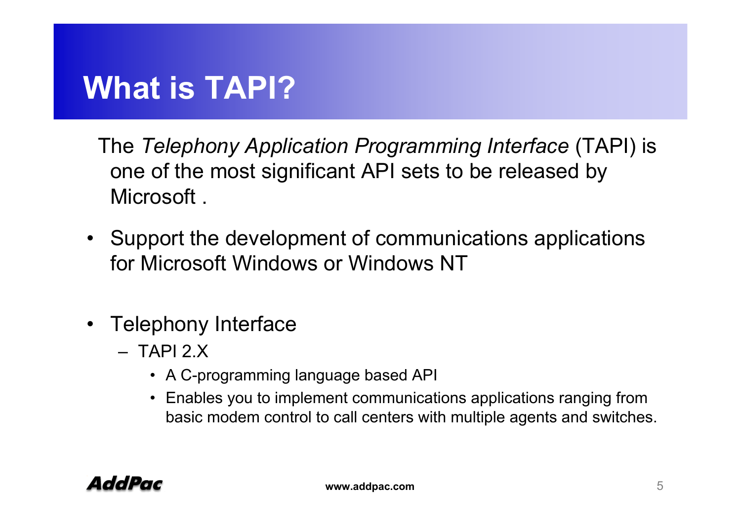# What is TAPI?

The *Telephony Application Programming Interface* (TAPI) is one of the most significant API sets to be released by Microsoft .

- Support the development of communications applications for Microsoft Windows or Windows NT
- Telephony Interface
  - TAPI 2.X
    - A C-programming language based API
    - Enables you to implement communications applications ranging from basic modem control to call centers with multiple agents and switches.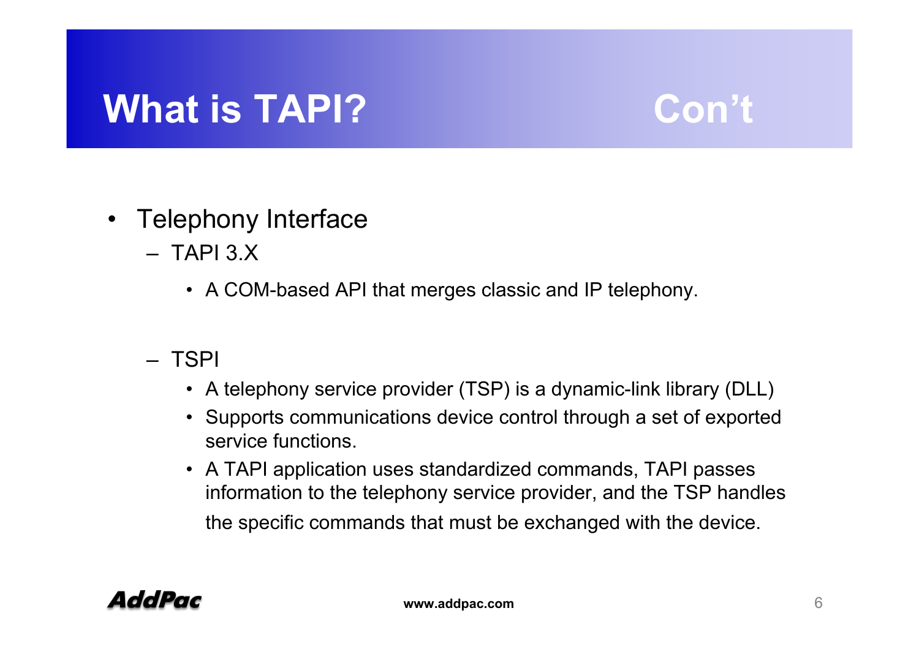# What is TAPI? Con't

- Telephony Interface
  - TAPI 3.X
    - A COM-based API that merges classic and IP telephony.
  - TSPI
    - A telephony service provider (TSP) is a dynamic-link library (DLL)
    - Supports communications device control through a set of exported service functions.
    - A TAPI application uses standardized commands, TAPI passes information to the telephony service provider, and the TSP handles the specific commands that must be exchanged with the device.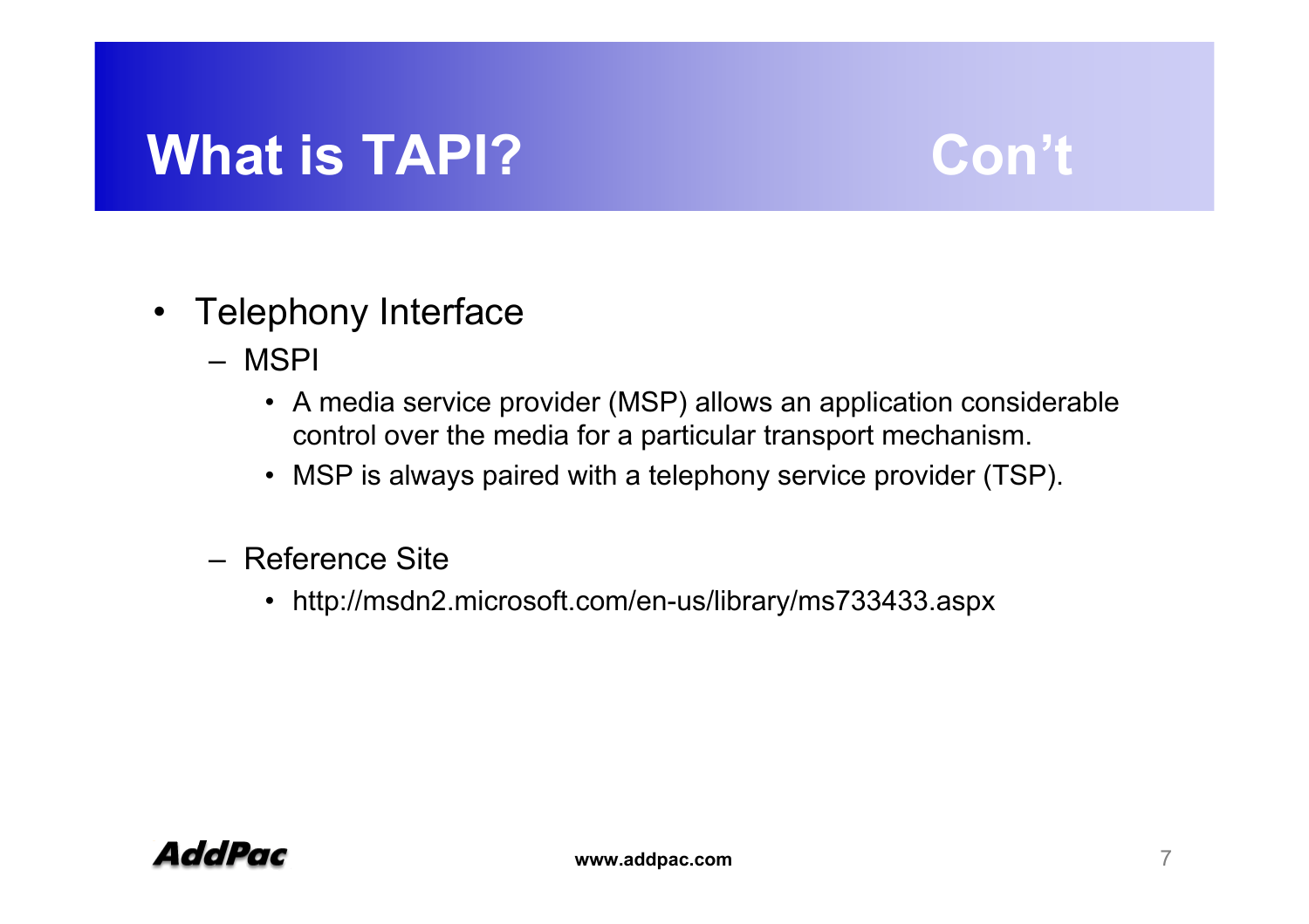# What is TAPI? Con't

- Telephony Interface
  - MSPI
    - A media service provider (MSP) allows an application considerable control over the media for a particular transport mechanism.
    - MSP is always paired with a telephony service provider (TSP).
  - Reference Site
    - http://msdn2.microsoft.com/en-us/library/ms733433.aspx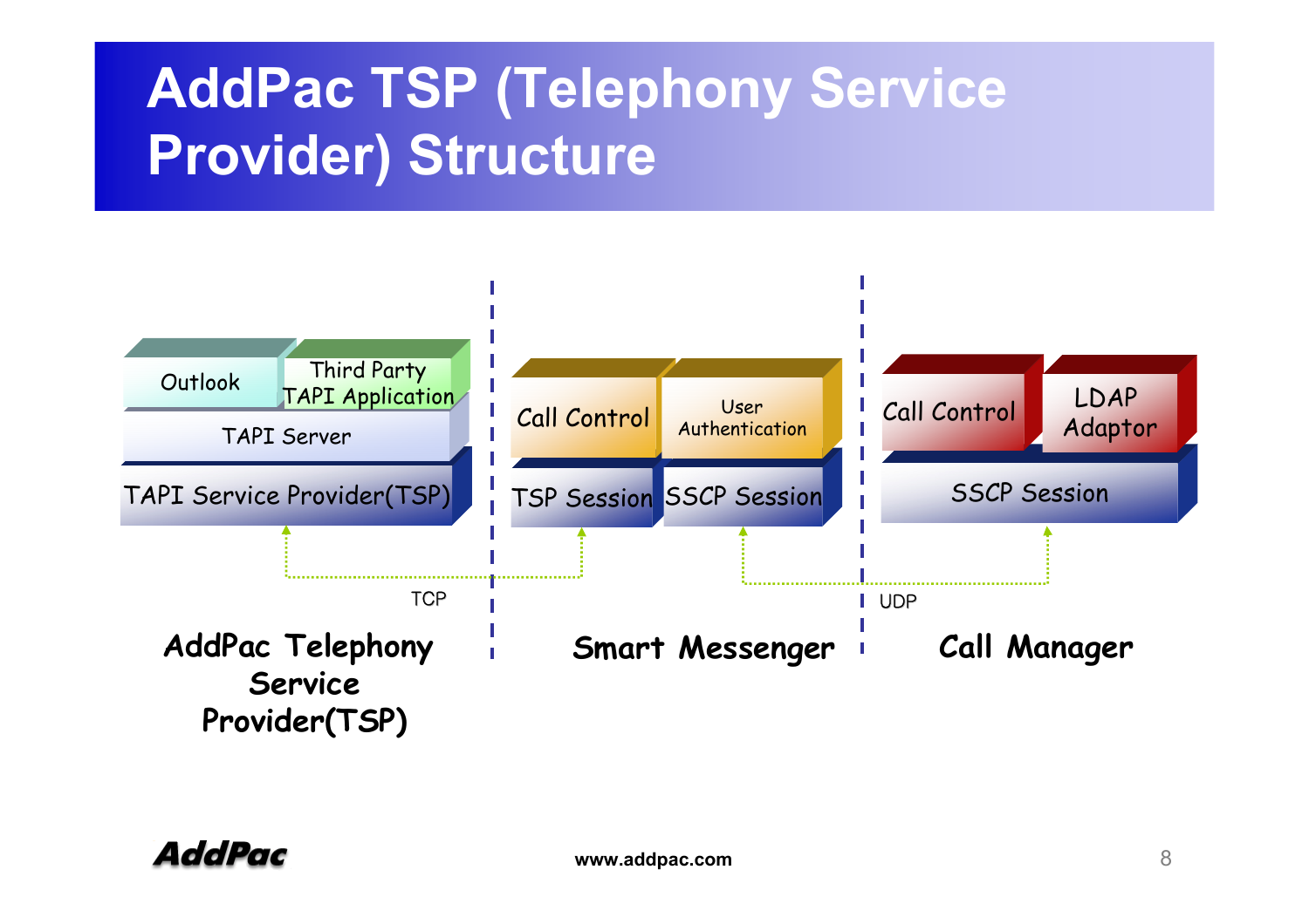# AddPac TSP (Telephony Service Provider) Structure

| AddPac Telephony Service Provider(TSP) | Smart Messenger | | Call Manager | |
|---|---|---|---|---|
| Outlook / Third Party TAPI Application | Call Control | User Authentication | Call Control | LDAP Adaptor |
| TAPI Server | | | | |
| TAPI Service Provider(TSP) | TSP Session | SSCP Session | SSCP Session | |

- TAPI Service Provider(TSP) ↔ TSP Session: TCP
- SSCP Session (Smart Messenger) ↔ SSCP Session (Call Manager): UDP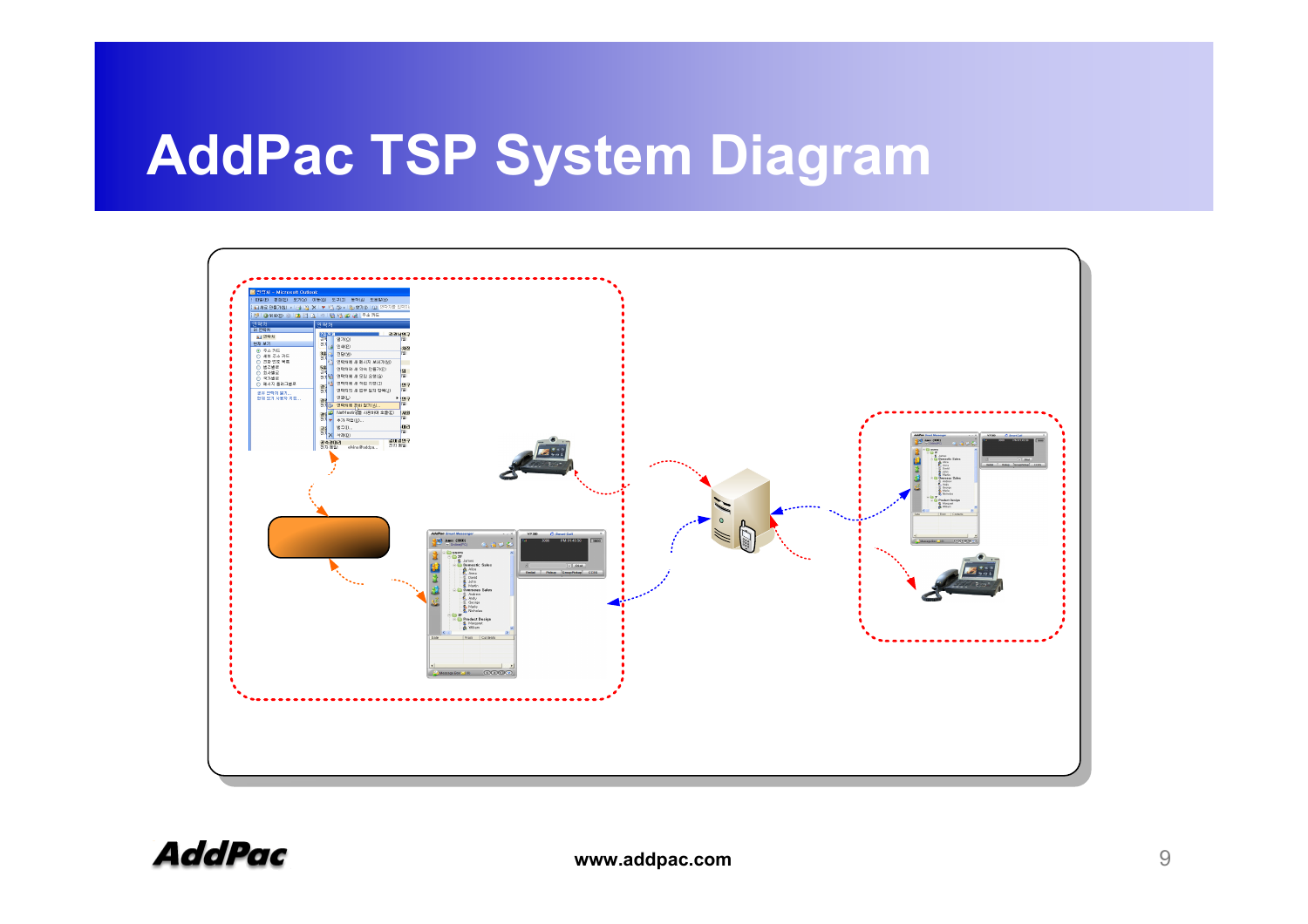# AddPac TSP System Diagram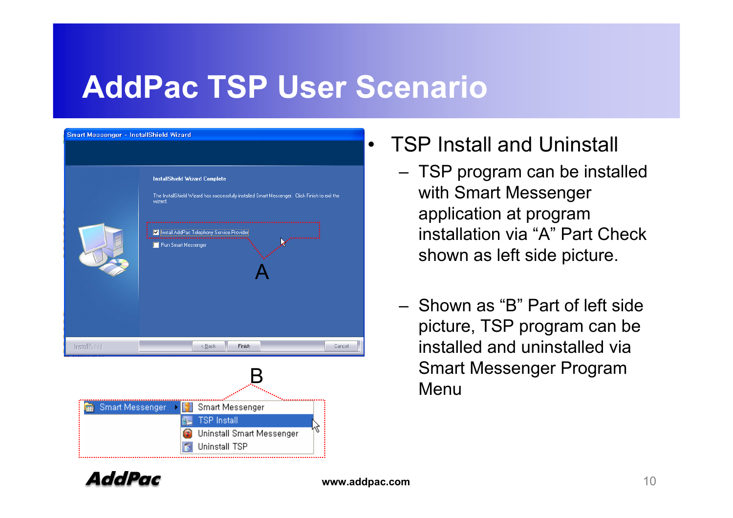# AddPac TSP User Scenario

- TSP Install and Uninstall
  - TSP program can be installed with Smart Messenger application at program installation via “A” Part Check shown as left side picture.
  - Shown as “B” Part of left side picture, TSP program can be installed and uninstalled via Smart Messenger Program Menu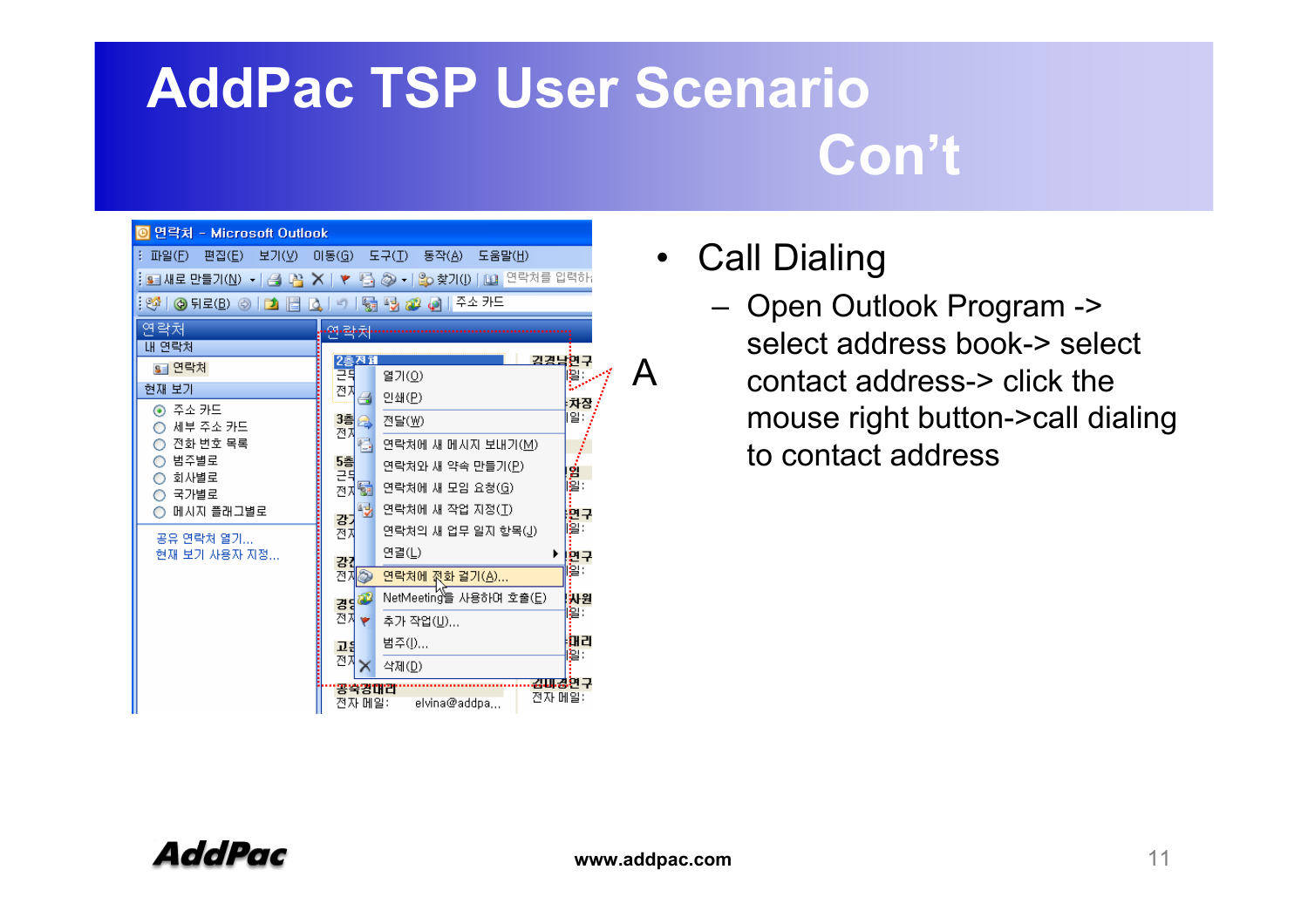# AddPac TSP User Scenario Con't

A

- Call Dialing
  - Open Outlook Program -> select address book-> select contact address-> click the mouse right button->call dialing to contact address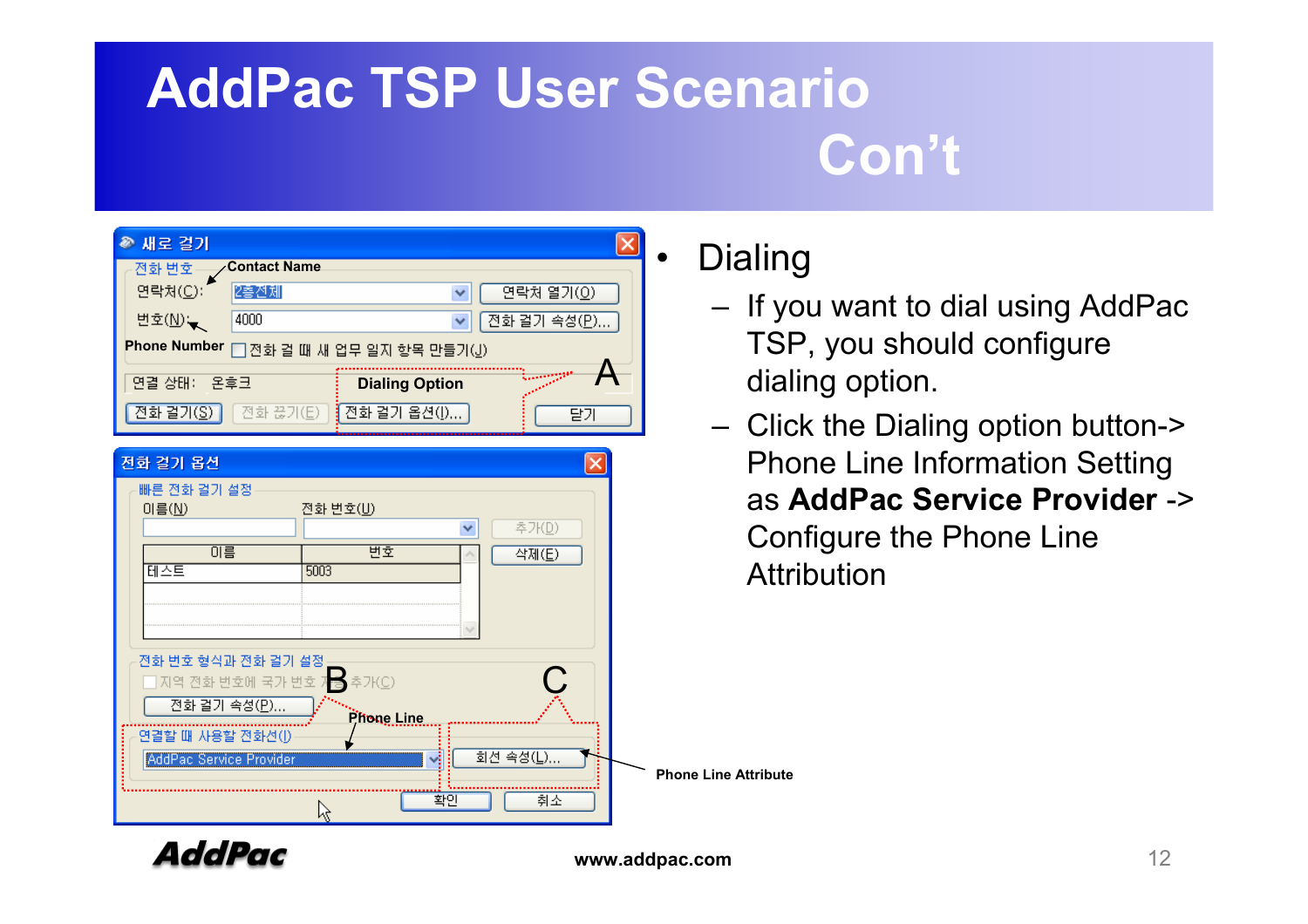# AddPac TSP User Scenario Con't

새로 걸기

전화 번호 / Contact Name

연락처(C): 2층전체 — 연락처 열기(O)

번호(N): 4000 — 전화 걸기 속성(P)...

Phone Number — 전화 걸 때 새 업무 일지 항목 만들기(J)

연결 상태: 온후크

Dialing Option — A

전화 걸기(S) | 전화 끊기(E) | 전화 걸기 옵션(I)... | 닫기

전화 걸기 옵션

빠른 전화 걸기 설정

이름(N) | 전화 번호(U) | 추가(D) | 삭제(E)

| 이름 | 번호 |
| --- | --- |
| 테스트 | 5003 |

전화 번호 형식과 전화 걸기 설정

지역 전화 번호에 국가 번호 추가(C) — B — C

전화 걸기 속성(P)...

Phone Line

연결할 때 사용할 전화선(I): AddPac Service Provider — 회선 속성(L)...

Phone Line Attribute

확인 | 취소

- Dialing
  - If you want to dial using AddPac TSP, you should configure dialing option.
  - Click the Dialing option button-> Phone Line Information Setting as **AddPac Service Provider** -> Configure the Phone Line Attribution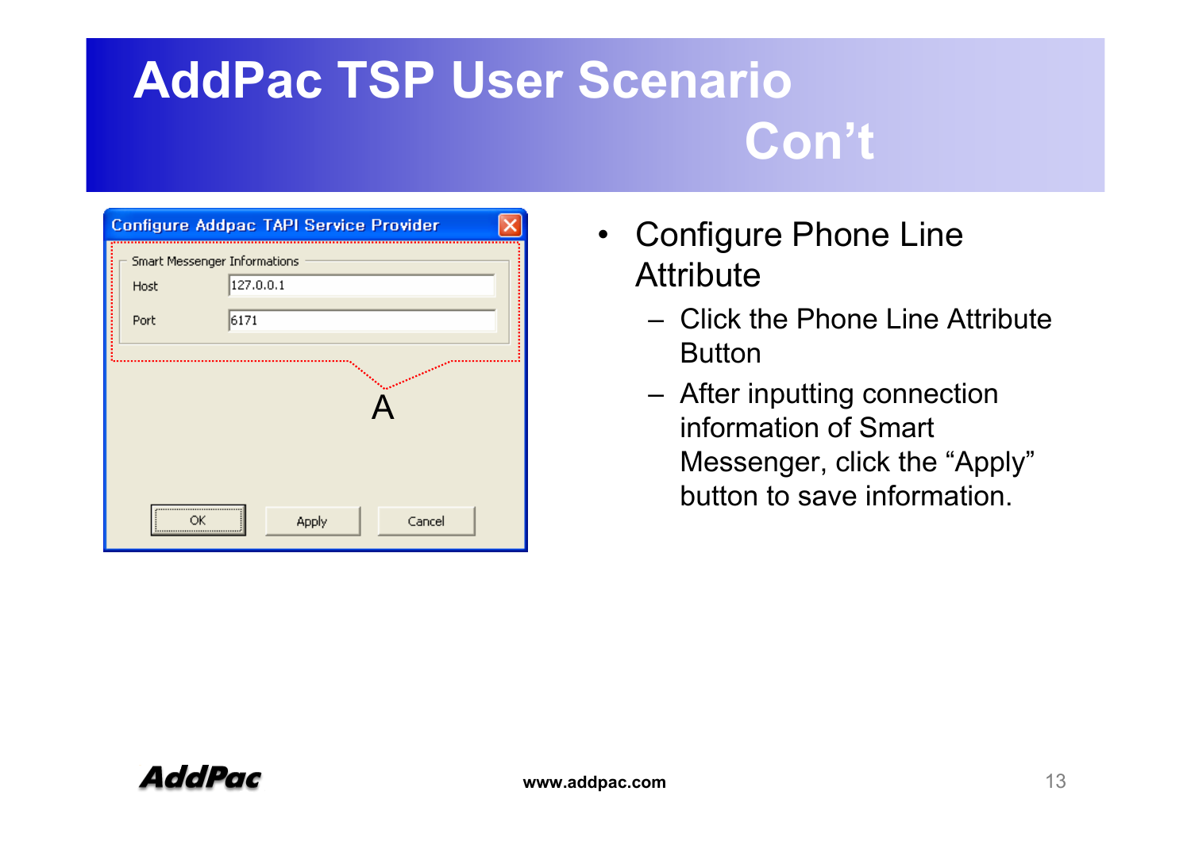# AddPac TSP User Scenario Con't

**Configure Addpac TAPI Service Provider**

Smart Messenger Informations

Host: 127.0.0.1

Port: 6171

A

OK | Apply | Cancel

- Configure Phone Line Attribute
  - Click the Phone Line Attribute Button
  - After inputting connection information of Smart Messenger, click the "Apply" button to save information.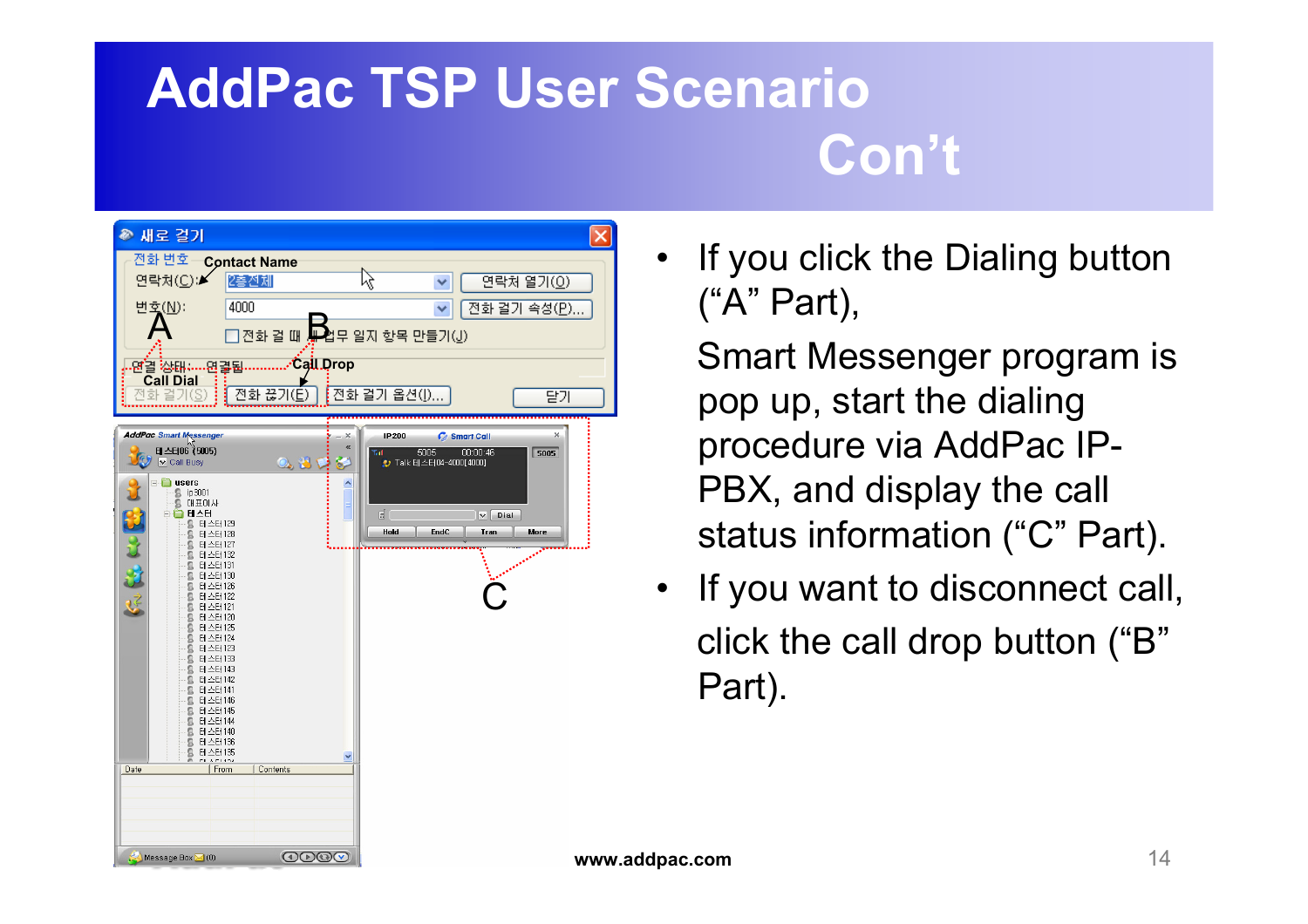# AddPac TSP User Scenario Con’t

- If you click the Dialing button (“A” Part),

  Smart Messenger program is pop up, start the dialing procedure via AddPac IP-PBX, and display the call status information (“C” Part).

- If you want to disconnect call, click the call drop button (“B” Part).

www.addpac.com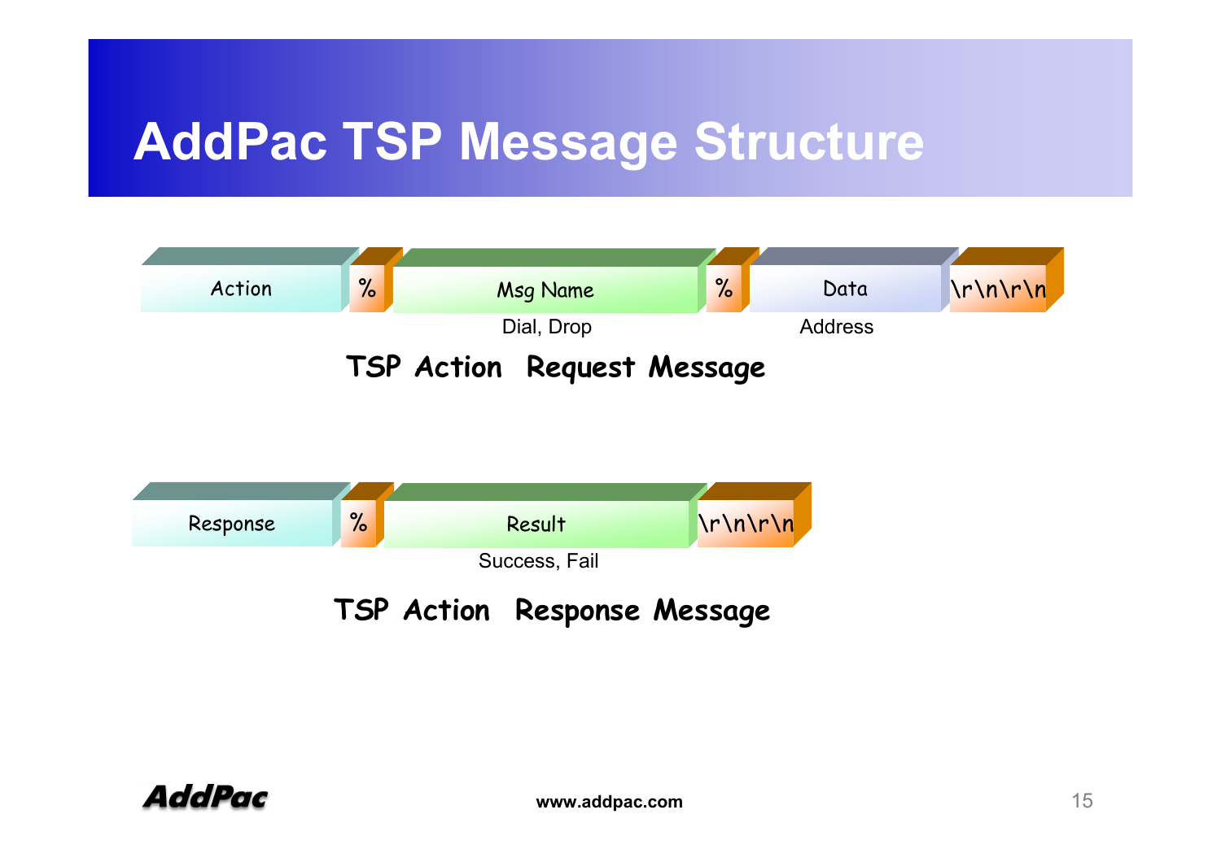# AddPac TSP Message Structure

| Action | % | Msg Name | % | Data | \r\n\r\n |
|---|---|---|---|---|---|
| | | Dial, Drop | | Address | |

**TSP Action Request Message**

| Response | % | Result | \r\n\r\n |
|---|---|---|---|
| | | Success, Fail | |

**TSP Action Response Message**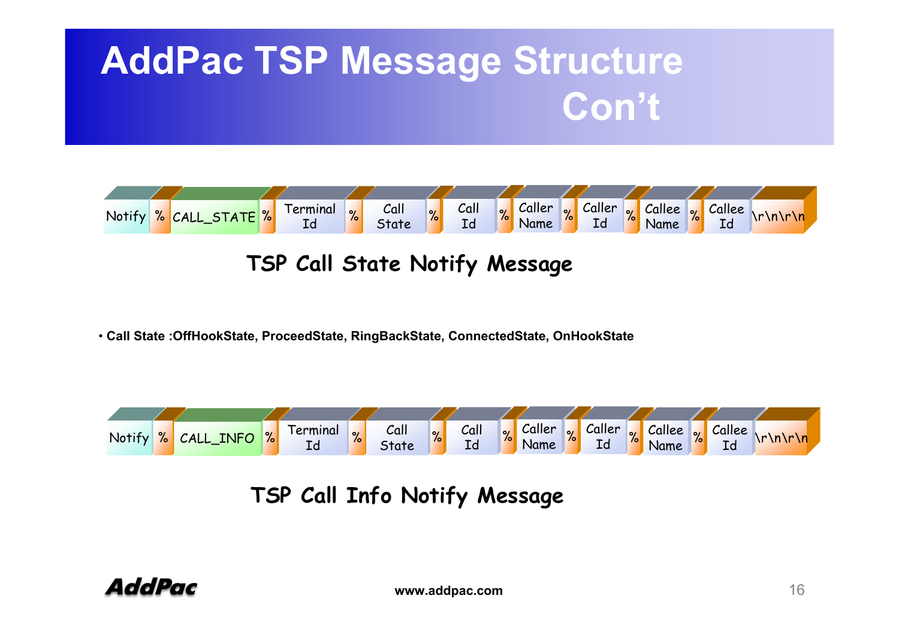# AddPac TSP Message Structure Con't

| Notify | % | CALL_STATE | % | Terminal Id | % | Call State | % | Call Id | % | Caller Name | % | Caller Id | % | Callee Name | % | Callee Id | \r\n\r\n |
|---|---|---|---|---|---|---|---|---|---|---|---|---|---|---|---|---|---|

**TSP Call State Notify Message**

- **Call State :OffHookState, ProceedState, RingBackState, ConnectedState, OnHookState**

| Notify | % | CALL_INFO | % | Terminal Id | % | Call State | % | Call Id | % | Caller Name | % | Caller Id | % | Callee Name | % | Callee Id | \r\n\r\n |
|---|---|---|---|---|---|---|---|---|---|---|---|---|---|---|---|---|---|

**TSP Call Info Notify Message**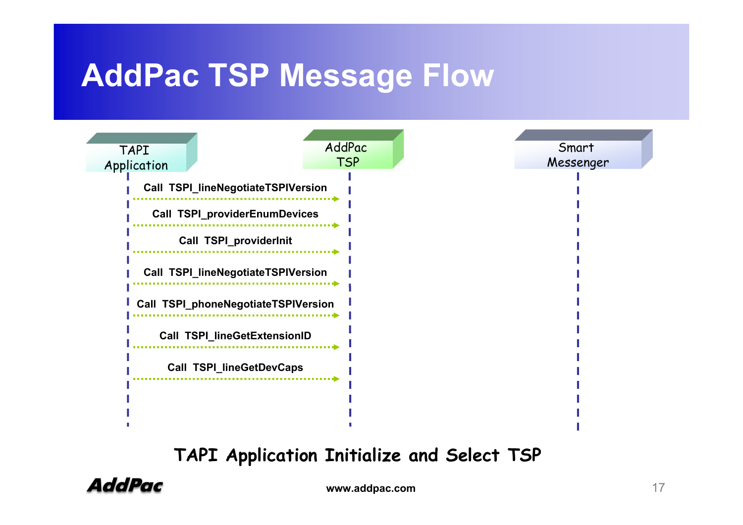# AddPac TSP Message Flow

TAPI Application | AddPac TSP | Smart Messenger

- Call TSPI_lineNegotiateTSPIVersion
- Call TSPI_providerEnumDevices
- Call TSPI_providerInit
- Call TSPI_lineNegotiateTSPIVersion
- Call TSPI_phoneNegotiateTSPIVersion
- Call TSPI_lineGetExtensionID
- Call TSPI_lineGetDevCaps

**TAPI Application Initialize and Select TSP**

www.addpac.com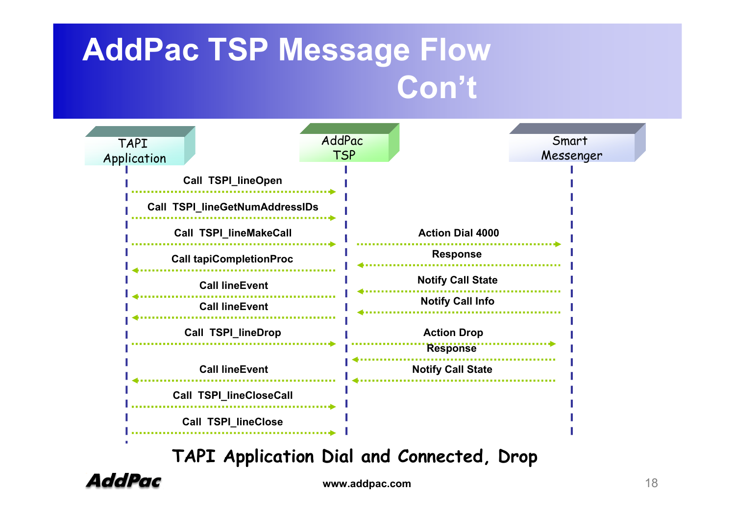# AddPac TSP Message Flow Con't

| TAPI Application | | AddPac TSP | | Smart Messenger |
|---|---|---|---|---|
| | Call TSPI_lineOpen → | | | |
| | Call TSPI_lineGetNumAddressIDs → | | | |
| | Call TSPI_lineMakeCall → | | Action Dial 4000 → | |
| | ← Call tapiCompletionProc | | ← Response | |
| | ← Call lineEvent | | ← Notify Call State | |
| | ← Call lineEvent | | ← Notify Call Info | |
| | Call TSPI_lineDrop → | | Action Drop → | |
| | | | ← Response | |
| | ← Call lineEvent | | ← Notify Call State | |
| | Call TSPI_lineCloseCall → | | | |
| | Call TSPI_lineClose → | | | |

TAPI Application Dial and Connected, Drop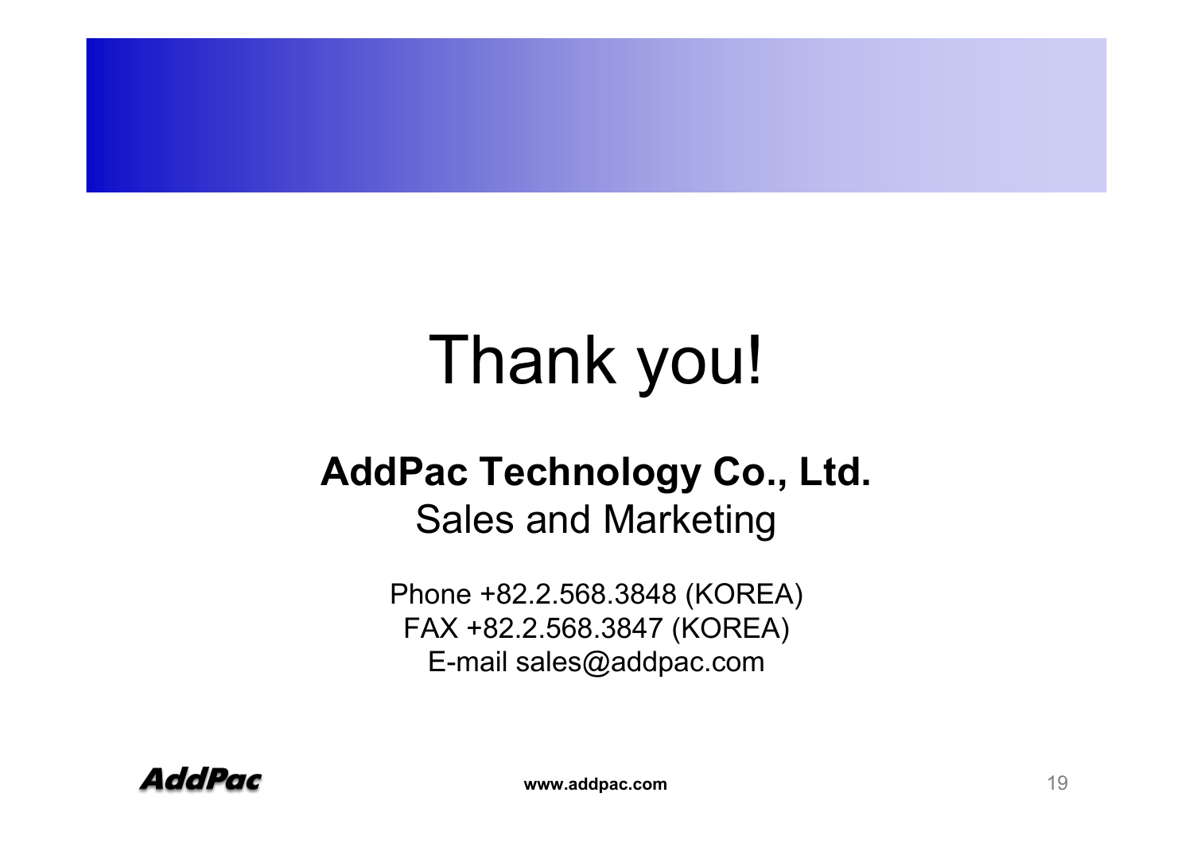# Thank you!

**AddPac Technology Co., Ltd.**
Sales and Marketing

Phone +82.2.568.3848 (KOREA)
FAX +82.2.568.3847 (KOREA)
E-mail sales@addpac.com